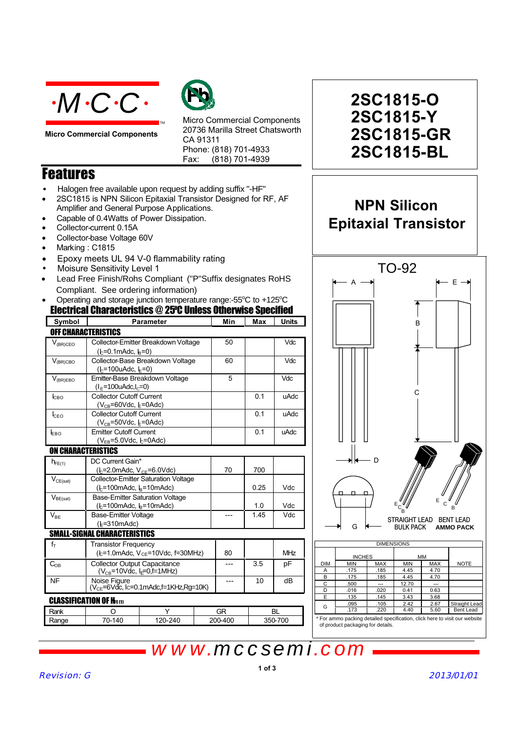**Micro Commercial Components**

Micro Commercial Components
20736 Marilla Street Chatsworth
CA 91311
Phone: (818) 701-4933
Fax: (818) 701-4939

# 2SC1815-O
# 2SC1815-Y
# 2SC1815-GR
# 2SC1815-BL

## NPN Silicon Epitaxial Transistor

## Features

- Halogen free available upon request by adding suffix "-HF"
- 2SC1815 is NPN Silicon Epitaxial Transistor Designed for RF, AF Amplifier and General Purpose Applications.
- Capable of 0.4Watts of Power Dissipation.
- Collector-current 0.15A
- Collector-base Voltage 60V
- Marking : C1815
- Epoxy meets UL 94 V-0 flammability rating
- Moisure Sensitivity Level 1
- Lead Free Finish/Rohs Compliant ("P"Suffix designates RoHS Compliant. See ordering information)
- Operating and storage junction temperature range:-55°C to +125°C

## Electrical Characteristics @ 25°C Unless Otherwise Specified

| Symbol | Parameter | Min | Max | Units |
|---|---|---|---|---|
| **OFF CHARACTERISTICS** | | | | |
| $V_{(BR)CEO}$ | Collector-Emitter Breakdown Voltage ($I_C$=0.1mAdc, $I_B$=0) | 50 | | Vdc |
| $V_{(BR)CBO}$ | Collector-Base Breakdown Voltage ($I_C$=100uAdc, $I_E$=0) | 60 | | Vdc |
| $V_{(BR)EBO}$ | Emitter-Base Breakdown Voltage ($I_E$=100uAdc,$I_C$=0) | 5 | | Vdc |
| $I_{CBO}$ | Collector Cutoff Current ($V_{CB}$=60Vdc, $I_E$=0Adc) | | 0.1 | uAdc |
| $I_{CEO}$ | Collector Cutoff Current ($V_{CB}$=50Vdc, $I_E$=0Adc) | | 0.1 | uAdc |
| $I_{EBO}$ | Emitter Cutoff Current ($V_{EB}$=5.0Vdc, $I_C$=0Adc) | | 0.1 | uAdc |
| **ON CHARACTERISTICS** | | | | |
| $h_{FE(1)}$ | DC Current Gain* ($I_C$=2.0mAdc, $V_{CE}$=6.0Vdc) | 70 | 700 | |
| $V_{CE(sat)}$ | Collector-Emitter Saturation Voltage ($I_C$=100mAdc, $I_B$=10mAdc) | | 0.25 | Vdc |
| $V_{BE(sat)}$ | Base-Emitter Saturation Voltage ($I_C$=100mAdc, $I_B$=10mAdc) | | 1.0 | Vdc |
| $V_{BE}$ | Base-Emitter Voltage ($I_E$=310mAdc) | --- | 1.45 | Vdc |
| **SMALL-SIGNAL CHARACTERISTICS** | | | | |
| $f_T$ | Transistor Frequency ($I_C$=1.0mAdc, $V_{CE}$=10Vdc, f=30MHz) | 80 | | MHz |
| $C_{OB}$ | Collector Output Capacitance ($V_{CB}$=10Vdc, $I_E$=0,f=1MHz) | --- | 3.5 | pF |
| NF | Noise Figure ($V_{CE}$=6Vdc, Ic=0.1mAdc,f=1KHz,Rg=10K) | --- | 10 | dB |

## CLASSIFICATION OF $h_{FE(1)}$

| Rank | O | Y | GR | BL |
|---|---|---|---|---|
| Range | 70-140 | 120-240 | 200-400 | 350-700 |

## TO-92

STRAIGHT LEAD BULK PACK | BENT LEAD AMMO PACK

| DIMENSIONS | | | | | |
|---|---|---|---|---|---|
| | INCHES | | MM | | |
| DIM | MIN | MAX | MIN | MAX | NOTE |
| A | .175 | .185 | 4.45 | 4.70 | |
| B | .175 | .185 | 4.45 | 4.70 | |
| C | .500 | --- | 12.70 | --- | |
| D | .016 | .020 | 0.41 | 0.63 | |
| E | .135 | .145 | 3.43 | 3.68 | |
| G | .095 | .105 | 2.42 | 2.67 | Straight Lead |
| | .173 | .220 | 4.40 | 5.60 | Bent Lead |

\* For ammo packing detailed specification, click here to visit our website of product packaging for details.

www.mccsemi.com

Revision: G

2013/01/01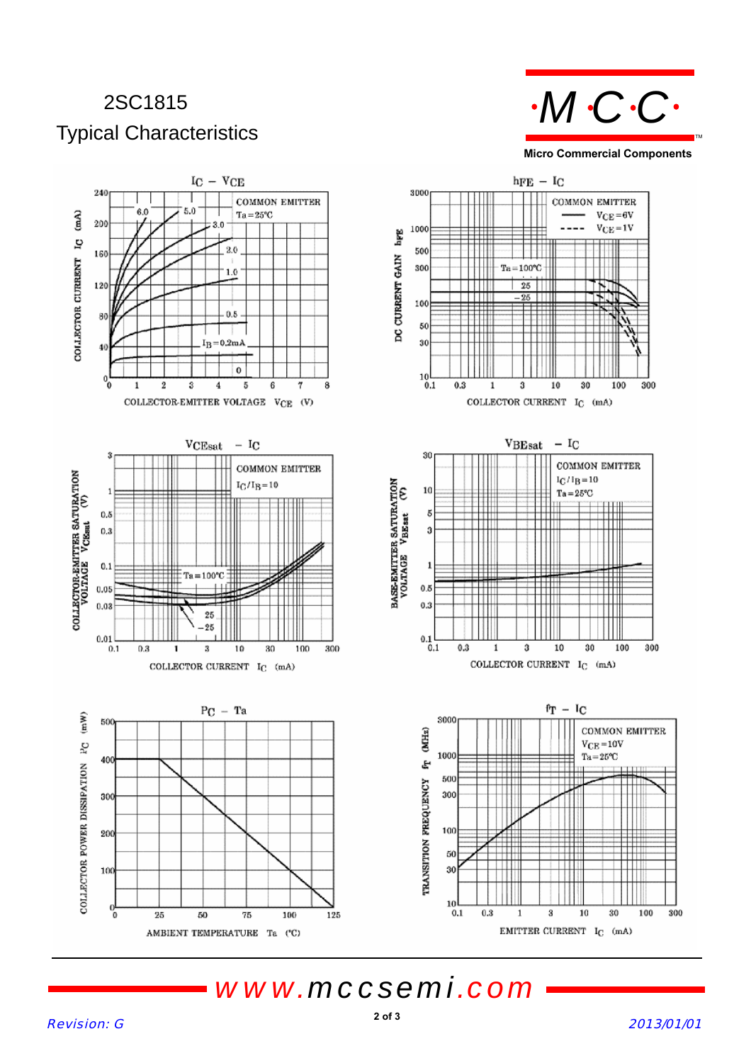# 2SC1815

## Typical Characteristics

$I_C - V_{CE}$

COMMON EMITTER
Ta=25°C

COLLECTOR CURRENT $I_C$ (mA)

COLLECTOR-EMITTER VOLTAGE $V_{CE}$ (V)

$h_{FE} - I_C$

COMMON EMITTER
$V_{CE}$=6V
$V_{CE}$=1V

DC CURRENT GAIN $h_{FE}$

COLLECTOR CURRENT $I_C$ (mA)

$V_{CEsat} - I_C$

COMMON EMITTER
$I_C/I_B$=10

COLLECTOR-EMITTER SATURATION VOLTAGE $V_{CEsat}$ (V)

COLLECTOR CURRENT $I_C$ (mA)

$V_{BEsat} - I_C$

COMMON EMITTER
$I_C/I_B$=10
Ta=25°C

BASE-EMITTER SATURATION VOLTAGE $V_{BEsat}$ (V)

COLLECTOR CURRENT $I_C$ (mA)

$P_C - Ta$

COLLECTOR POWER DISSIPATION $P_C$ (mW)

AMBIENT TEMPERATURE Ta (°C)

$f_T - I_C$

COMMON EMITTER
$V_{CE}$=10V
Ta=25°C

TRANSITION FREQUENCY $f_T$ (MHz)

EMITTER CURRENT $I_C$ (mA)

www.mccsemi.com

Revision: G

2013/01/01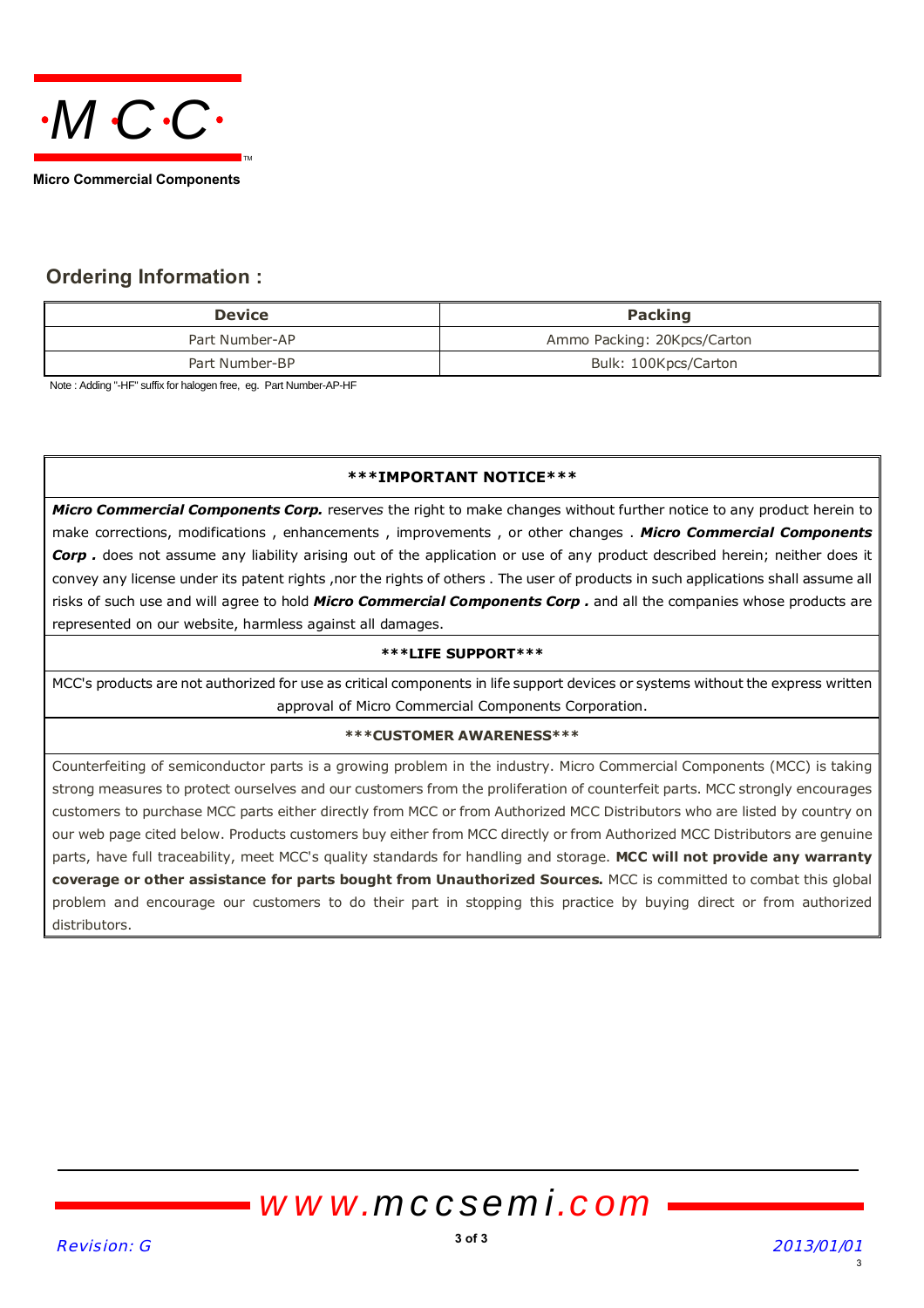**Micro Commercial Components**

## Ordering Information :

| Device | Packing |
|---|---|
| Part Number-AP | Ammo Packing: 20Kpcs/Carton |
| Part Number-BP | Bulk: 100Kpcs/Carton |

Note : Adding "-HF" suffix for halogen free, eg. Part Number-AP-HF

**\*\*\*IMPORTANT NOTICE\*\*\***

***Micro Commercial Components Corp.*** reserves the right to make changes without further notice to any product herein to make corrections, modifications , enhancements , improvements , or other changes . ***Micro Commercial Components Corp .*** does not assume any liability arising out of the application or use of any product described herein; neither does it convey any license under its patent rights ,nor the rights of others . The user of products in such applications shall assume all risks of such use and will agree to hold ***Micro Commercial Components Corp .*** and all the companies whose products are represented on our website, harmless against all damages.

**\*\*\*LIFE SUPPORT\*\*\***

MCC's products are not authorized for use as critical components in life support devices or systems without the express written approval of Micro Commercial Components Corporation.

**\*\*\*CUSTOMER AWARENESS\*\*\***

Counterfeiting of semiconductor parts is a growing problem in the industry. Micro Commercial Components (MCC) is taking strong measures to protect ourselves and our customers from the proliferation of counterfeit parts. MCC strongly encourages customers to purchase MCC parts either directly from MCC or from Authorized MCC Distributors who are listed by country on our web page cited below. Products customers buy either from MCC directly or from Authorized MCC Distributors are genuine parts, have full traceability, meet MCC's quality standards for handling and storage. **MCC will not provide any warranty coverage or other assistance for parts bought from Unauthorized Sources.** MCC is committed to combat this global problem and encourage our customers to do their part in stopping this practice by buying direct or from authorized distributors.

*www.mccsemi.com*

*Revision: G* *2013/01/01*